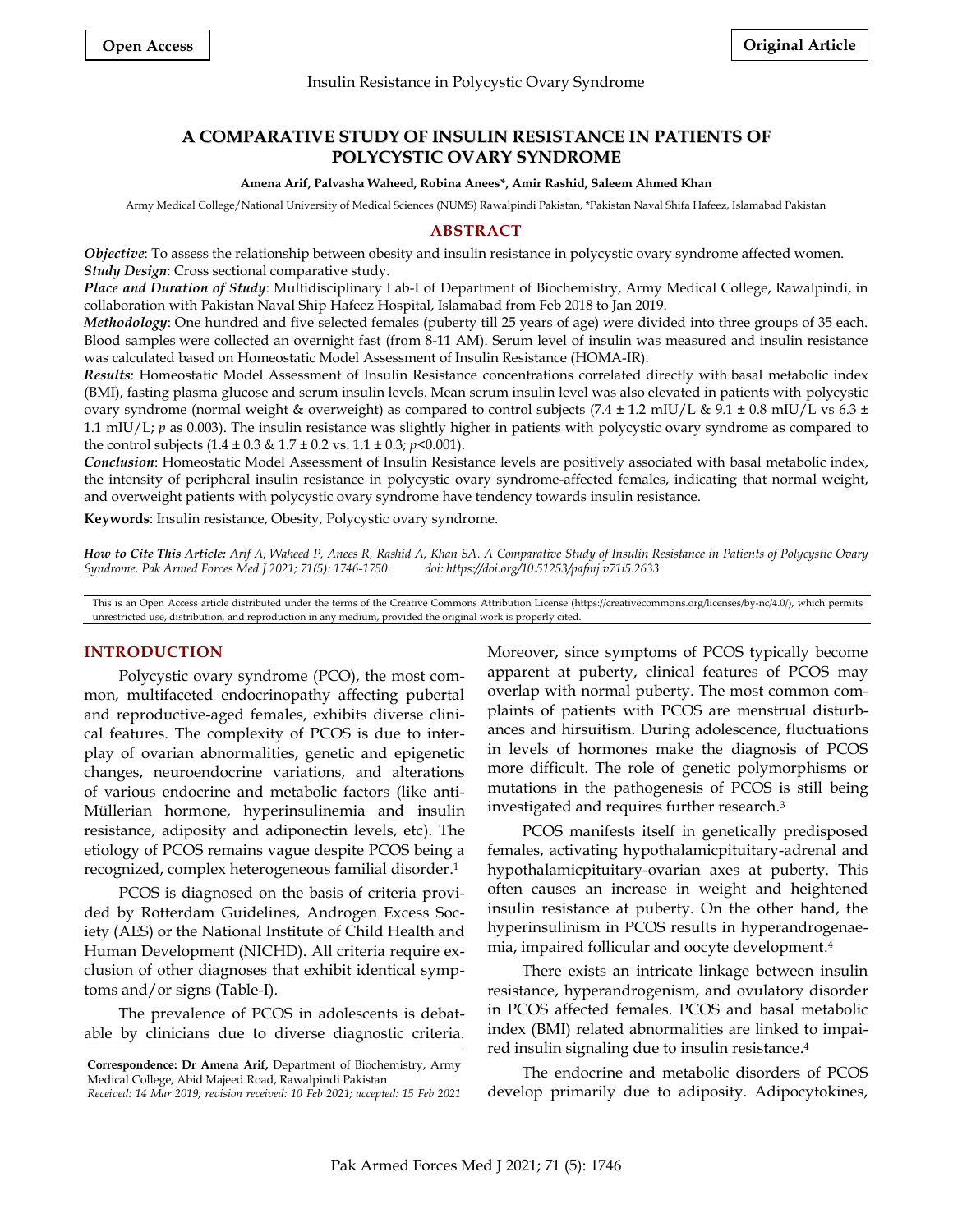**Open Access** **Original Article**

# A COMPARATIVE STUDY OF INSULIN RESISTANCE IN PATIENTS OF POLYCYSTIC OVARY SYNDROME

**Amena Arif, Palvasha Waheed, Robina Anees\*, Amir Rashid, Saleem Ahmed Khan**

Army Medical College/National University of Medical Sciences (NUMS) Rawalpindi Pakistan, \*Pakistan Naval Shifa Hafeez, Islamabad Pakistan

## ABSTRACT

***Objective***: To assess the relationship between obesity and insulin resistance in polycystic ovary syndrome affected women.

***Study Design***: Cross sectional comparative study.

***Place and Duration of Study***: Multidisciplinary Lab-I of Department of Biochemistry, Army Medical College, Rawalpindi, in collaboration with Pakistan Naval Ship Hafeez Hospital, Islamabad from Feb 2018 to Jan 2019.

***Methodology***: One hundred and five selected females (puberty till 25 years of age) were divided into three groups of 35 each. Blood samples were collected an overnight fast (from 8-11 AM). Serum level of insulin was measured and insulin resistance was calculated based on Homeostatic Model Assessment of Insulin Resistance (HOMA-IR).

***Results***: Homeostatic Model Assessment of Insulin Resistance concentrations correlated directly with basal metabolic index (BMI), fasting plasma glucose and serum insulin levels. Mean serum insulin level was also elevated in patients with polycystic ovary syndrome (normal weight & overweight) as compared to control subjects (7.4 ± 1.2 mIU/L & 9.1 ± 0.8 mIU/L vs 6.3 ± 1.1 mIU/L; $p$ as 0.003). The insulin resistance was slightly higher in patients with polycystic ovary syndrome as compared to the control subjects (1.4 ± 0.3 & 1.7 ± 0.2 vs. 1.1 ± 0.3; $p$<0.001).

***Conclusion***: Homeostatic Model Assessment of Insulin Resistance levels are positively associated with basal metabolic index, the intensity of peripheral insulin resistance in polycystic ovary syndrome-affected females, indicating that normal weight, and overweight patients with polycystic ovary syndrome have tendency towards insulin resistance.

**Keywords**: Insulin resistance, Obesity, Polycystic ovary syndrome.

***How to Cite This Article:*** *Arif A, Waheed P, Anees R, Rashid A, Khan SA. A Comparative Study of Insulin Resistance in Patients of Polycystic Ovary Syndrome. Pak Armed Forces Med J 2021; 71(5): 1746-1750. doi: https://doi.org/10.51253/pafmj.v71i5.2633*

This is an Open Access article distributed under the terms of the Creative Commons Attribution License (https://creativecommons.org/licenses/by-nc/4.0/), which permits unrestricted use, distribution, and reproduction in any medium, provided the original work is properly cited.

## INTRODUCTION

Polycystic ovary syndrome (PCO), the most common, multifaceted endocrinopathy affecting pubertal and reproductive-aged females, exhibits diverse clinical features. The complexity of PCOS is due to interplay of ovarian abnormalities, genetic and epigenetic changes, neuroendocrine variations, and alterations of various endocrine and metabolic factors (like anti-Müllerian hormone, hyperinsulinemia and insulin resistance, adiposity and adiponectin levels, etc). The etiology of PCOS remains vague despite PCOS being a recognized, complex heterogeneous familial disorder.[1]

PCOS is diagnosed on the basis of criteria provided by Rotterdam Guidelines, Androgen Excess Society (AES) or the National Institute of Child Health and Human Development (NICHD). All criteria require exclusion of other diagnoses that exhibit identical symptoms and/or signs (Table-I).

The prevalence of PCOS in adolescents is debatable by clinicians due to diverse diagnostic criteria. Moreover, since symptoms of PCOS typically become apparent at puberty, clinical features of PCOS may overlap with normal puberty. The most common complaints of patients with PCOS are menstrual disturbances and hirsuitism. During adolescence, fluctuations in levels of hormones make the diagnosis of PCOS more difficult. The role of genetic polymorphisms or mutations in the pathogenesis of PCOS is still being investigated and requires further research.[3]

PCOS manifests itself in genetically predisposed females, activating hypothalamicpituitary-adrenal and hypothalamicpituitary-ovarian axes at puberty. This often causes an increase in weight and heightened insulin resistance at puberty. On the other hand, the hyperinsulinism in PCOS results in hyperandrogenaemia, impaired follicular and oocyte development.[4]

There exists an intricate linkage between insulin resistance, hyperandrogenism, and ovulatory disorder in PCOS affected females. PCOS and basal metabolic index (BMI) related abnormalities are linked to impaired insulin signaling due to insulin resistance.[4]

The endocrine and metabolic disorders of PCOS develop primarily due to adiposity. Adipocytokines,

**Correspondence: Dr Amena Arif,** Department of Biochemistry, Army Medical College, Abid Majeed Road, Rawalpindi Pakistan

*Received: 14 Mar 2019; revision received: 10 Feb 2021; accepted: 15 Feb 2021*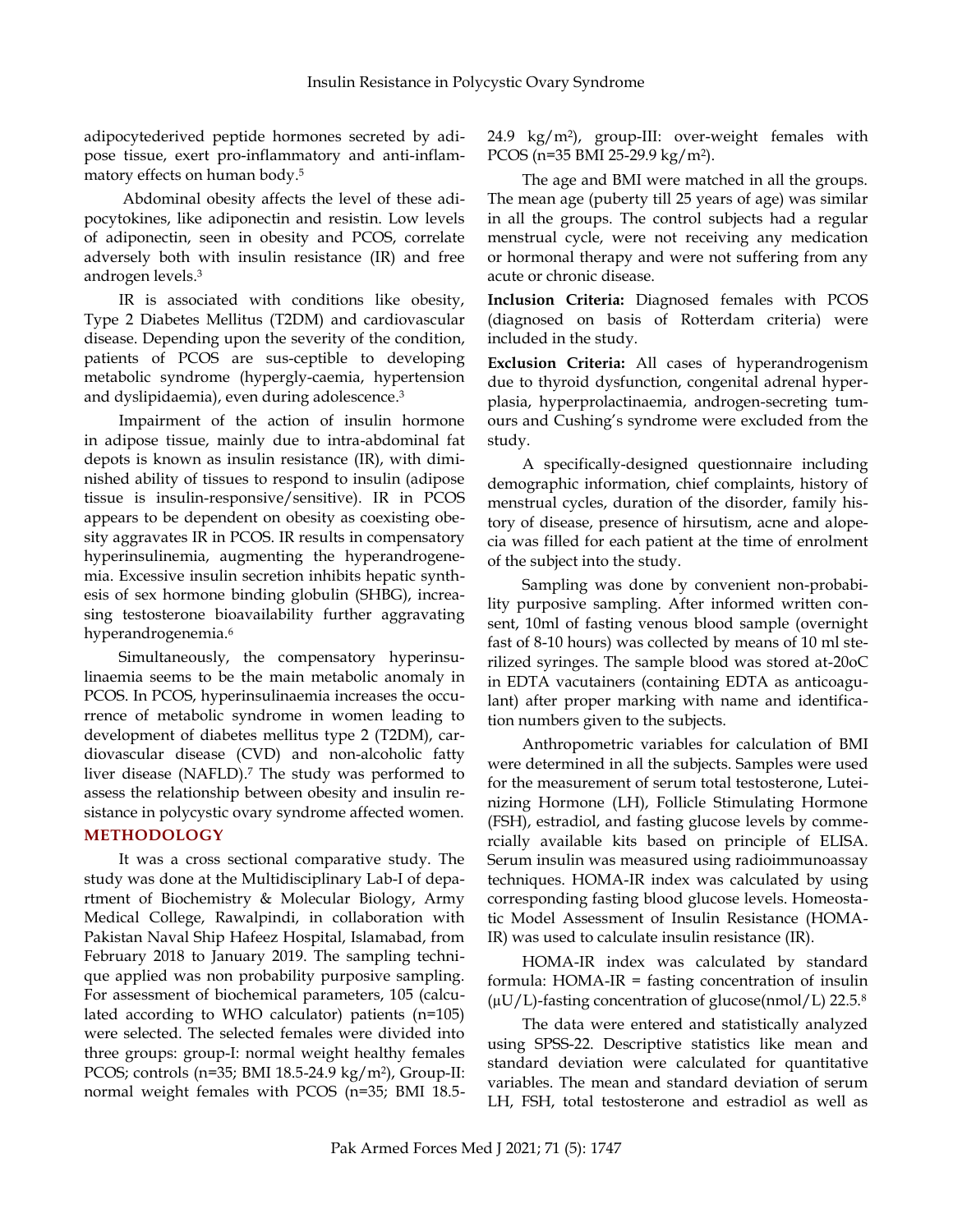adipocytederived peptide hormones secreted by adipose tissue, exert pro-inflammatory and anti-inflammatory effects on human body.[5]

Abdominal obesity affects the level of these adipocytokines, like adiponectin and resistin. Low levels of adiponectin, seen in obesity and PCOS, correlate adversely both with insulin resistance (IR) and free androgen levels.[3]

IR is associated with conditions like obesity, Type 2 Diabetes Mellitus (T2DM) and cardiovascular disease. Depending upon the severity of the condition, patients of PCOS are sus-ceptible to developing metabolic syndrome (hypergly-caemia, hypertension and dyslipidaemia), even during adolescence.[3]

Impairment of the action of insulin hormone in adipose tissue, mainly due to intra-abdominal fat depots is known as insulin resistance (IR), with diminished ability of tissues to respond to insulin (adipose tissue is insulin-responsive/sensitive). IR in PCOS appears to be dependent on obesity as coexisting obesity aggravates IR in PCOS. IR results in compensatory hyperinsulinemia, augmenting the hyperandrogenemia. Excessive insulin secretion inhibits hepatic synthesis of sex hormone binding globulin (SHBG), increasing testosterone bioavailability further aggravating hyperandrogenemia.[6]

Simultaneously, the compensatory hyperinsulinaemia seems to be the main metabolic anomaly in PCOS. In PCOS, hyperinsulinaemia increases the occurrence of metabolic syndrome in women leading to development of diabetes mellitus type 2 (T2DM), cardiovascular disease (CVD) and non-alcoholic fatty liver disease (NAFLD).[7] The study was performed to assess the relationship between obesity and insulin resistance in polycystic ovary syndrome affected women.

## METHODOLOGY

It was a cross sectional comparative study. The study was done at the Multidisciplinary Lab-I of department of Biochemistry & Molecular Biology, Army Medical College, Rawalpindi, in collaboration with Pakistan Naval Ship Hafeez Hospital, Islamabad, from February 2018 to January 2019. The sampling technique applied was non probability purposive sampling. For assessment of biochemical parameters, 105 (calculated according to WHO calculator) patients (n=105) were selected. The selected females were divided into three groups: group-I: normal weight healthy females PCOS; controls (n=35; BMI 18.5-24.9 kg/m$^2$), Group-II: normal weight females with PCOS (n=35; BMI 18.5-24.9 kg/m$^2$), group-III: over-weight females with PCOS (n=35 BMI 25-29.9 kg/m$^2$).

The age and BMI were matched in all the groups. The mean age (puberty till 25 years of age) was similar in all the groups. The control subjects had a regular menstrual cycle, were not receiving any medication or hormonal therapy and were not suffering from any acute or chronic disease.

**Inclusion Criteria:** Diagnosed females with PCOS (diagnosed on basis of Rotterdam criteria) were included in the study.

**Exclusion Criteria:** All cases of hyperandrogenism due to thyroid dysfunction, congenital adrenal hyperplasia, hyperprolactinaemia, androgen-secreting tumours and Cushing's syndrome were excluded from the study.

A specifically-designed questionnaire including demographic information, chief complaints, history of menstrual cycles, duration of the disorder, family history of disease, presence of hirsutism, acne and alopecia was filled for each patient at the time of enrolment of the subject into the study.

Sampling was done by convenient non-probability purposive sampling. After informed written consent, 10ml of fasting venous blood sample (overnight fast of 8-10 hours) was collected by means of 10 ml sterilized syringes. The sample blood was stored at-20oC in EDTA vacutainers (containing EDTA as anticoagulant) after proper marking with name and identification numbers given to the subjects.

Anthropometric variables for calculation of BMI were determined in all the subjects. Samples were used for the measurement of serum total testosterone, Luteinizing Hormone (LH), Follicle Stimulating Hormone (FSH), estradiol, and fasting glucose levels by commercially available kits based on principle of ELISA. Serum insulin was measured using radioimmunoassay techniques. HOMA-IR index was calculated by using corresponding fasting blood glucose levels. Homeostatic Model Assessment of Insulin Resistance (HOMA-IR) was used to calculate insulin resistance (IR).

HOMA-IR index was calculated by standard formula: HOMA-IR = fasting concentration of insulin (μU/L)-fasting concentration of glucose(nmol/L) 22.5.[8]

The data were entered and statistically analyzed using SPSS-22. Descriptive statistics like mean and standard deviation were calculated for quantitative variables. The mean and standard deviation of serum LH, FSH, total testosterone and estradiol as well as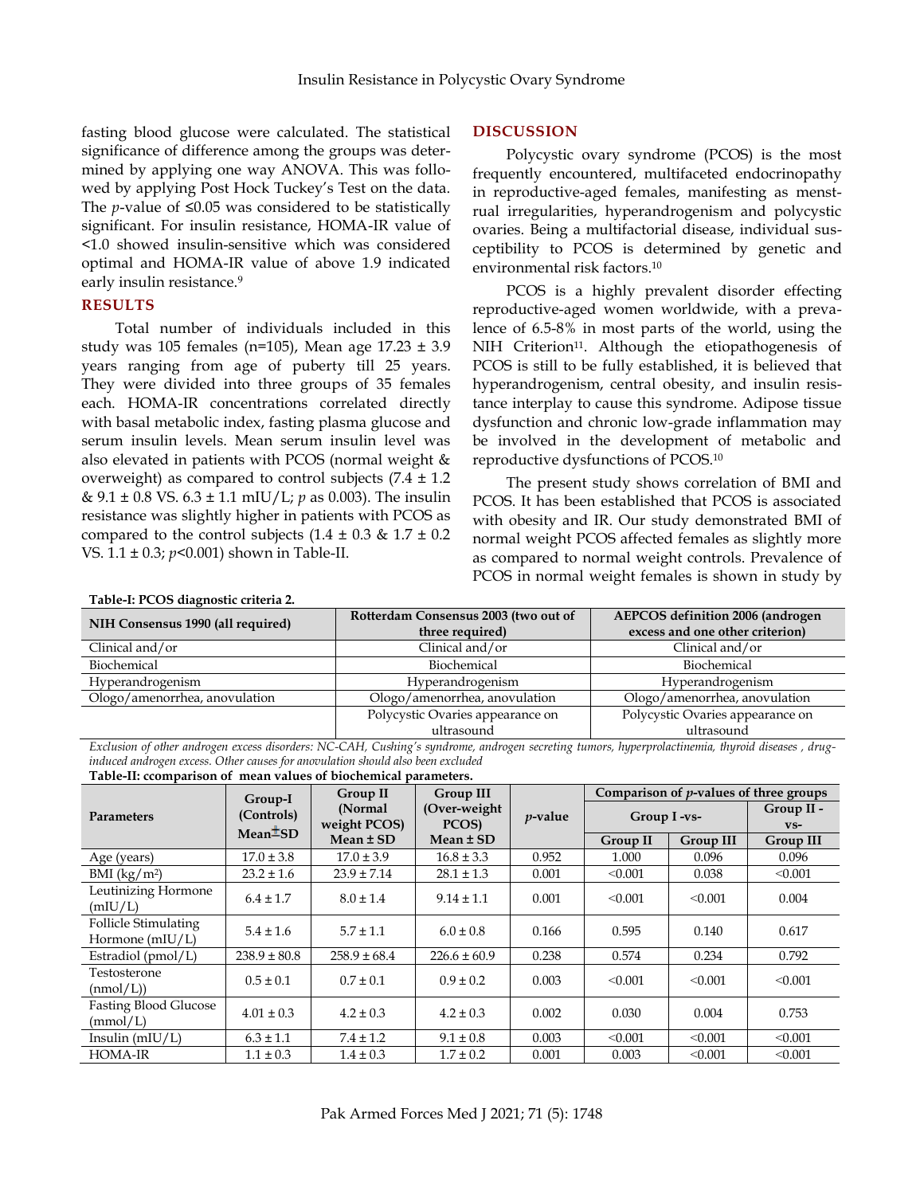fasting blood glucose were calculated. The statistical significance of difference among the groups was determined by applying one way ANOVA. This was followed by applying Post Hock Tuckey's Test on the data. The *p*-value of ≤0.05 was considered to be statistically significant. For insulin resistance, HOMA-IR value of <1.0 showed insulin-sensitive which was considered optimal and HOMA-IR value of above 1.9 indicated early insulin resistance.[9]

## RESULTS

Total number of individuals included in this study was 105 females (n=105), Mean age 17.23 ± 3.9 years ranging from age of puberty till 25 years. They were divided into three groups of 35 females each. HOMA-IR concentrations correlated directly with basal metabolic index, fasting plasma glucose and serum insulin levels. Mean serum insulin level was also elevated in patients with PCOS (normal weight & overweight) as compared to control subjects (7.4 ± 1.2 & 9.1 ± 0.8 VS. 6.3 ± 1.1 mIU/L; *p* as 0.003). The insulin resistance was slightly higher in patients with PCOS as compared to the control subjects (1.4 ± 0.3 & 1.7 ± 0.2 VS. 1.1 ± 0.3; *p*<0.001) shown in Table-II.

## DISCUSSION

Polycystic ovary syndrome (PCOS) is the most frequently encountered, multifaceted endocrinopathy in reproductive-aged females, manifesting as menstrual irregularities, hyperandrogenism and polycystic ovaries. Being a multifactorial disease, individual susceptibility to PCOS is determined by genetic and environmental risk factors.[10]

PCOS is a highly prevalent disorder effecting reproductive-aged women worldwide, with a prevalence of 6.5-8% in most parts of the world, using the NIH Criterion[11]. Although the etiopathogenesis of PCOS is still to be fully established, it is believed that hyperandrogenism, central obesity, and insulin resistance interplay to cause this syndrome. Adipose tissue dysfunction and chronic low-grade inflammation may be involved in the development of metabolic and reproductive dysfunctions of PCOS.[10]

The present study shows correlation of BMI and PCOS. It has been established that PCOS is associated with obesity and IR. Our study demonstrated BMI of normal weight PCOS affected females as slightly more as compared to normal weight controls. Prevalence of PCOS in normal weight females is shown in study by

**Table-I: PCOS diagnostic criteria 2.**

| NIH Consensus 1990 (all required) | Rotterdam Consensus 2003 (two out of three required) | AEPCOS definition 2006 (androgen excess and one other criterion) |
|---|---|---|
| Clinical and/or | Clinical and/or | Clinical and/or |
| Biochemical | Biochemical | Biochemical |
| Hyperandrogenism | Hyperandrogenism | Hyperandrogenism |
| Ologo/amenorrhea, anovulation | Ologo/amenorrhea, anovulation | Ologo/amenorrhea, anovulation |
| | Polycystic Ovaries appearance on ultrasound | Polycystic Ovaries appearance on ultrasound |

*Exclusion of other androgen excess disorders: NC-CAH, Cushing's syndrome, androgen secreting tumors, hyperprolactinemia, thyroid diseases , drug-induced androgen excess. Other causes for anovulation should also been excluded*

**Table-II: ccomparison of mean values of biochemical parameters.**

| Parameters | Group-I (Controls) Mean±SD | Group II (Normal weight PCOS) Mean ± SD | Group III (Over-weight PCOS) Mean ± SD | *p*-value | Comparison of *p*-values of three groups | | |
|---|---|---|---|---|---|---|---|
| | | | | | Group I -vs- | | Group II -vs- |
| | | | | | Group II | Group III | Group III |
| Age (years) | 17.0 ± 3.8 | 17.0 ± 3.9 | 16.8 ± 3.3 | 0.952 | 1.000 | 0.096 | 0.096 |
| BMI (kg/m²) | 23.2 ± 1.6 | 23.9 ± 7.14 | 28.1 ± 1.3 | 0.001 | <0.001 | 0.038 | <0.001 |
| Leutinizing Hormone (mIU/L) | 6.4 ± 1.7 | 8.0 ± 1.4 | 9.14 ± 1.1 | 0.001 | <0.001 | <0.001 | 0.004 |
| Follicle Stimulating Hormone (mIU/L) | 5.4 ± 1.6 | 5.7 ± 1.1 | 6.0 ± 0.8 | 0.166 | 0.595 | 0.140 | 0.617 |
| Estradiol (pmol/L) | 238.9 ± 80.8 | 258.9 ± 68.4 | 226.6 ± 60.9 | 0.238 | 0.574 | 0.234 | 0.792 |
| Testosterone (nmol/L)) | 0.5 ± 0.1 | 0.7 ± 0.1 | 0.9 ± 0.2 | 0.003 | <0.001 | <0.001 | <0.001 |
| Fasting Blood Glucose (mmol/L) | 4.01 ± 0.3 | 4.2 ± 0.3 | 4.2 ± 0.3 | 0.002 | 0.030 | 0.004 | 0.753 |
| Insulin (mIU/L) | 6.3 ± 1.1 | 7.4 ± 1.2 | 9.1 ± 0.8 | 0.003 | <0.001 | <0.001 | <0.001 |
| HOMA-IR | 1.1 ± 0.3 | 1.4 ± 0.3 | 1.7 ± 0.2 | 0.001 | 0.003 | <0.001 | <0.001 |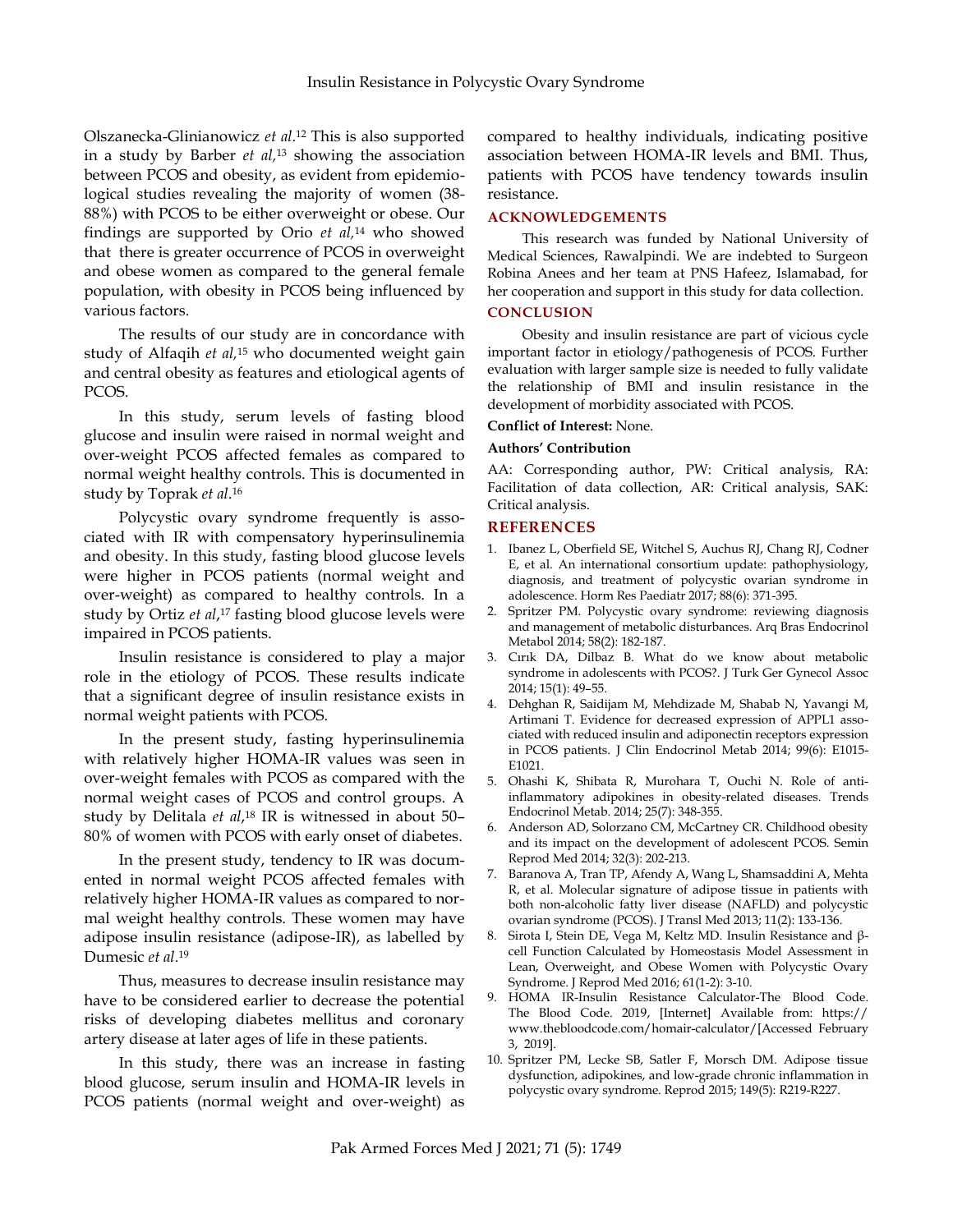Olszanecka-Glinianowicz *et al*.[12] This is also supported in a study by Barber *et al,*[13] showing the association between PCOS and obesity, as evident from epidemiological studies revealing the majority of women (38-88%) with PCOS to be either overweight or obese. Our findings are supported by Orio *et al,*[14] who showed that there is greater occurrence of PCOS in overweight and obese women as compared to the general female population, with obesity in PCOS being influenced by various factors.

The results of our study are in concordance with study of Alfaqih *et al,*[15] who documented weight gain and central obesity as features and etiological agents of PCOS.

In this study, serum levels of fasting blood glucose and insulin were raised in normal weight and over-weight PCOS affected females as compared to normal weight healthy controls. This is documented in study by Toprak *et al*.[16]

Polycystic ovary syndrome frequently is associated with IR with compensatory hyperinsulinemia and obesity. In this study, fasting blood glucose levels were higher in PCOS patients (normal weight and over-weight) as compared to healthy controls. In a study by Ortiz *et al*,[17] fasting blood glucose levels were impaired in PCOS patients.

Insulin resistance is considered to play a major role in the etiology of PCOS. These results indicate that a significant degree of insulin resistance exists in normal weight patients with PCOS.

In the present study, fasting hyperinsulinemia with relatively higher HOMA-IR values was seen in over-weight females with PCOS as compared with the normal weight cases of PCOS and control groups. A study by Delitala *et al*,[18] IR is witnessed in about 50–80% of women with PCOS with early onset of diabetes.

In the present study, tendency to IR was documented in normal weight PCOS affected females with relatively higher HOMA-IR values as compared to normal weight healthy controls. These women may have adipose insulin resistance (adipose-IR), as labelled by Dumesic *et al*.[19]

Thus, measures to decrease insulin resistance may have to be considered earlier to decrease the potential risks of developing diabetes mellitus and coronary artery disease at later ages of life in these patients.

In this study, there was an increase in fasting blood glucose, serum insulin and HOMA-IR levels in PCOS patients (normal weight and over-weight) as compared to healthy individuals, indicating positive association between HOMA-IR levels and BMI. Thus, patients with PCOS have tendency towards insulin resistance.

## ACKNOWLEDGEMENTS

This research was funded by National University of Medical Sciences, Rawalpindi. We are indebted to Surgeon Robina Anees and her team at PNS Hafeez, Islamabad, for her cooperation and support in this study for data collection.

## CONCLUSION

Obesity and insulin resistance are part of vicious cycle important factor in etiology/pathogenesis of PCOS. Further evaluation with larger sample size is needed to fully validate the relationship of BMI and insulin resistance in the development of morbidity associated with PCOS.

**Conflict of Interest:** None.

**Authors' Contribution**

AA: Corresponding author, PW: Critical analysis, RA: Facilitation of data collection, AR: Critical analysis, SAK: Critical analysis.

## REFERENCES

1. Ibanez L, Oberfield SE, Witchel S, Auchus RJ, Chang RJ, Codner E, et al. An international consortium update: pathophysiology, diagnosis, and treatment of polycystic ovarian syndrome in adolescence. Horm Res Paediatr 2017; 88(6): 371-395.
2. Spritzer PM. Polycystic ovary syndrome: reviewing diagnosis and management of metabolic disturbances. Arq Bras Endocrinol Metabol 2014; 58(2): 182-187.
3. Cırık DA, Dilbaz B. What do we know about metabolic syndrome in adolescents with PCOS?. J Turk Ger Gynecol Assoc 2014; 15(1): 49–55.
4. Dehghan R, Saidijam M, Mehdizade M, Shabab N, Yavangi M, Artimani T. Evidence for decreased expression of APPL1 associated with reduced insulin and adiponectin receptors expression in PCOS patients. J Clin Endocrinol Metab 2014; 99(6): E1015-E1021.
5. Ohashi K, Shibata R, Murohara T, Ouchi N. Role of anti-inflammatory adipokines in obesity-related diseases. Trends Endocrinol Metab. 2014; 25(7): 348-355.
6. Anderson AD, Solorzano CM, McCartney CR. Childhood obesity and its impact on the development of adolescent PCOS. Semin Reprod Med 2014; 32(3): 202-213.
7. Baranova A, Tran TP, Afendy A, Wang L, Shamsaddini A, Mehta R, et al. Molecular signature of adipose tissue in patients with both non-alcoholic fatty liver disease (NAFLD) and polycystic ovarian syndrome (PCOS). J Transl Med 2013; 11(2): 133-136.
8. Sirota I, Stein DE, Vega M, Keltz MD. Insulin Resistance and β-cell Function Calculated by Homeostasis Model Assessment in Lean, Overweight, and Obese Women with Polycystic Ovary Syndrome. J Reprod Med 2016; 61(1-2): 3-10.
9. HOMA IR-Insulin Resistance Calculator-The Blood Code. The Blood Code. 2019, [Internet] Available from: https://www.thebloodcode.com/homair-calculator/[Accessed February 3, 2019].
10. Spritzer PM, Lecke SB, Satler F, Morsch DM. Adipose tissue dysfunction, adipokines, and low-grade chronic inflammation in polycystic ovary syndrome. Reprod 2015; 149(5): R219-R227.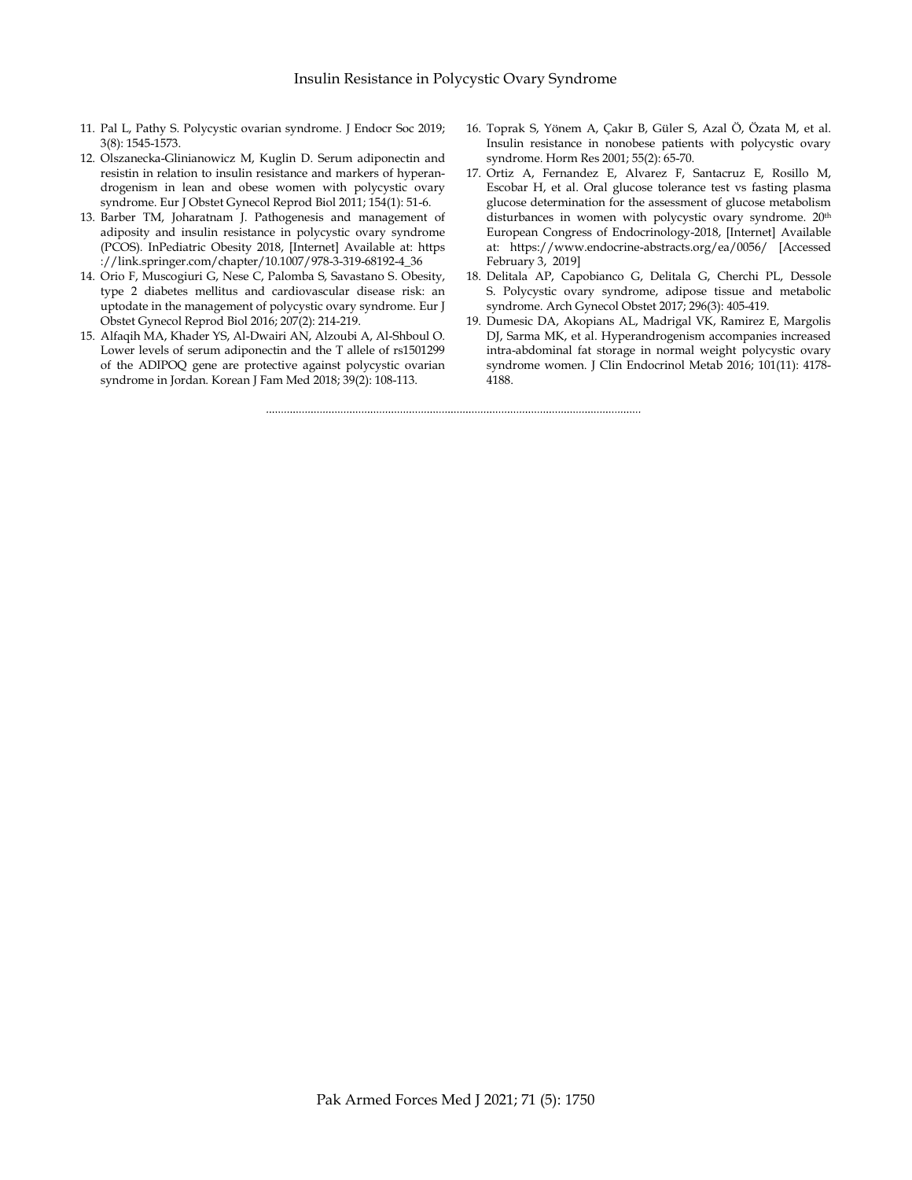11. Pal L, Pathy S. Polycystic ovarian syndrome. J Endocr Soc 2019; 3(8): 1545-1573.
12. Olszanecka-Glinianowicz M, Kuglin D. Serum adiponectin and resistin in relation to insulin resistance and markers of hyperandrogenism in lean and obese women with polycystic ovary syndrome. Eur J Obstet Gynecol Reprod Biol 2011; 154(1): 51-6.
13. Barber TM, Joharatnam J. Pathogenesis and management of adiposity and insulin resistance in polycystic ovary syndrome (PCOS). InPediatric Obesity 2018, [Internet] Available at: https ://link.springer.com/chapter/10.1007/978-3-319-68192-4_36
14. Orio F, Muscogiuri G, Nese C, Palomba S, Savastano S. Obesity, type 2 diabetes mellitus and cardiovascular disease risk: an uptodate in the management of polycystic ovary syndrome. Eur J Obstet Gynecol Reprod Biol 2016; 207(2): 214-219.
15. Alfaqih MA, Khader YS, Al-Dwairi AN, Alzoubi A, Al-Shboul O. Lower levels of serum adiponectin and the T allele of rs1501299 of the ADIPOQ gene are protective against polycystic ovarian syndrome in Jordan. Korean J Fam Med 2018; 39(2): 108-113.
16. Toprak S, Yönem A, Çakır B, Güler S, Azal Ö, Özata M, et al. Insulin resistance in nonobese patients with polycystic ovary syndrome. Horm Res 2001; 55(2): 65-70.
17. Ortiz A, Fernandez E, Alvarez F, Santacruz E, Rosillo M, Escobar H, et al. Oral glucose tolerance test vs fasting plasma glucose determination for the assessment of glucose metabolism disturbances in women with polycystic ovary syndrome. 20th European Congress of Endocrinology-2018, [Internet] Available at: https://www.endocrine-abstracts.org/ea/0056/ [Accessed February 3, 2019]
18. Delitala AP, Capobianco G, Delitala G, Cherchi PL, Dessole S. Polycystic ovary syndrome, adipose tissue and metabolic syndrome. Arch Gynecol Obstet 2017; 296(3): 405-419.
19. Dumesic DA, Akopians AL, Madrigal VK, Ramirez E, Margolis DJ, Sarma MK, et al. Hyperandrogenism accompanies increased intra-abdominal fat storage in normal weight polycystic ovary syndrome women. J Clin Endocrinol Metab 2016; 101(11): 4178-4188.